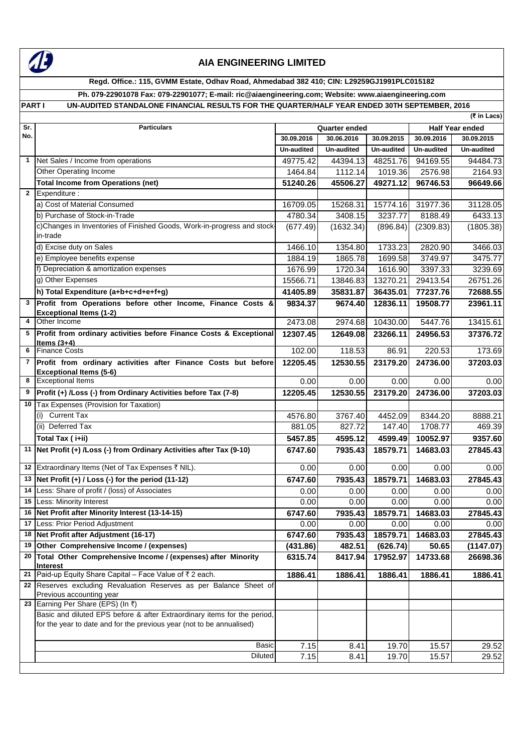# AIA ENGINEERING LIMITED

**Regd. Office.: 115, GVMM Estate, Odhav Road, Ahmedabad 382 410; CIN: L29259GJ1991PLC015182**

**Ph. 079-22901078 Fax: 079-22901077; E-mail: ric@aiaengineering.com; Website: www.aiaengineering.com**

**PART I UN-AUDITED STANDALONE FINANCIAL RESULTS FOR THE QUARTER/HALF YEAR ENDED 30TH SEPTEMBER, 2016**

(₹ in Lacs)

| Sr. No. | Particulars | Quarter ended | | | Half Year ended | |
|---|---|---|---|---|---|---|
| | | 30.09.2016 | 30.06.2016 | 30.09.2015 | 30.09.2016 | 30.09.2015 |
| | | Un-audited | Un-audited | Un-audited | Un-audited | Un-audited |
| 1 | Net Sales / Income from operations | 49775.42 | 44394.13 | 48251.76 | 94169.55 | 94484.73 |
| | Other Operating Income | 1464.84 | 1112.14 | 1019.36 | 2576.98 | 2164.93 |
| | **Total Income from Operations (net)** | **51240.26** | **45506.27** | **49271.12** | **96746.53** | **96649.66** |
| 2 | Expenditure : | | | | | |
| | a) Cost of Material Consumed | 16709.05 | 15268.31 | 15774.16 | 31977.36 | 31128.05 |
| | b) Purchase of Stock-in-Trade | 4780.34 | 3408.15 | 3237.77 | 8188.49 | 6433.13 |
| | c)Changes in Inventories of Finished Goods, Work-in-progress and stock-in-trade | (677.49) | (1632.34) | (896.84) | (2309.83) | (1805.38) |
| | d) Excise duty on Sales | 1466.10 | 1354.80 | 1733.23 | 2820.90 | 3466.03 |
| | e) Employee benefits expense | 1884.19 | 1865.78 | 1699.58 | 3749.97 | 3475.77 |
| | f) Depreciation & amortization expenses | 1676.99 | 1720.34 | 1616.90 | 3397.33 | 3239.69 |
| | g) Other Expenses | 15566.71 | 13846.83 | 13270.21 | 29413.54 | 26751.26 |
| | **h) Total Expenditure (a+b+c+d+e+f+g)** | **41405.89** | **35831.87** | **36435.01** | **77237.76** | **72688.55** |
| 3 | **Profit from Operations before other Income, Finance Costs & Exceptional Items (1-2)** | **9834.37** | **9674.40** | **12836.11** | **19508.77** | **23961.11** |
| 4 | Other Income | 2473.08 | 2974.68 | 10430.00 | 5447.76 | 13415.61 |
| 5 | **Profit from ordinary activities before Finance Costs & Exceptional Items (3+4)** | **12307.45** | **12649.08** | **23266.11** | **24956.53** | **37376.72** |
| 6 | Finance Costs | 102.00 | 118.53 | 86.91 | 220.53 | 173.69 |
| 7 | **Profit from ordinary activities after Finance Costs but before Exceptional Items (5-6)** | **12205.45** | **12530.55** | **23179.20** | **24736.00** | **37203.03** |
| 8 | Exceptional Items | 0.00 | 0.00 | 0.00 | 0.00 | 0.00 |
| 9 | **Profit (+) /Loss (-) from Ordinary Activities before Tax (7-8)** | **12205.45** | **12530.55** | **23179.20** | **24736.00** | **37203.03** |
| 10 | Tax Expenses (Provision for Taxation) | | | | | |
| | (i) Current Tax | 4576.80 | 3767.40 | 4452.09 | 8344.20 | 8888.21 |
| | (ii) Deferred Tax | 881.05 | 827.72 | 147.40 | 1708.77 | 469.39 |
| | **Total Tax ( i+ii)** | **5457.85** | **4595.12** | **4599.49** | **10052.97** | **9357.60** |
| 11 | **Net Profit (+) /Loss (-) from Ordinary Activities after Tax (9-10)** | **6747.60** | **7935.43** | **18579.71** | **14683.03** | **27845.43** |
| 12 | Extraordinary Items (Net of Tax Expenses ₹ NIL). | 0.00 | 0.00 | 0.00 | 0.00 | 0.00 |
| 13 | **Net Profit (+) / Loss (-) for the period (11-12)** | **6747.60** | **7935.43** | **18579.71** | **14683.03** | **27845.43** |
| 14 | Less: Share of profit / (loss) of Associates | 0.00 | 0.00 | 0.00 | 0.00 | 0.00 |
| 15 | Less: Minority Interest | 0.00 | 0.00 | 0.00 | 0.00 | 0.00 |
| 16 | **Net Profit after Minority Interest (13-14-15)** | **6747.60** | **7935.43** | **18579.71** | **14683.03** | **27845.43** |
| 17 | Less: Prior Period Adjustment | 0.00 | 0.00 | 0.00 | 0.00 | 0.00 |
| 18 | **Net Profit after Adjustment (16-17)** | **6747.60** | **7935.43** | **18579.71** | **14683.03** | **27845.43** |
| 19 | **Other Comprehensive Income / (expenses)** | **(431.86)** | **482.51** | **(626.74)** | **50.65** | **(1147.07)** |
| 20 | **Total Other Comprehensive Income / (expenses) after Minority Interest** | **6315.74** | **8417.94** | **17952.97** | **14733.68** | **26698.36** |
| 21 | Paid-up Equity Share Capital – Face Value of ₹ 2 each. | **1886.41** | **1886.41** | **1886.41** | **1886.41** | **1886.41** |
| 22 | Reserves excluding Revaluation Reserves as per Balance Sheet of Previous accounting year | | | | | |
| 23 | Earning Per Share (EPS) (In ₹) | | | | | |
| | Basic and diluted EPS before & after Extraordinary items for the period, for the year to date and for the previous year (not to be annualised) | | | | | |
| | Basic | 7.15 | 8.41 | 19.70 | 15.57 | 29.52 |
| | Diluted | 7.15 | 8.41 | 19.70 | 15.57 | 29.52 |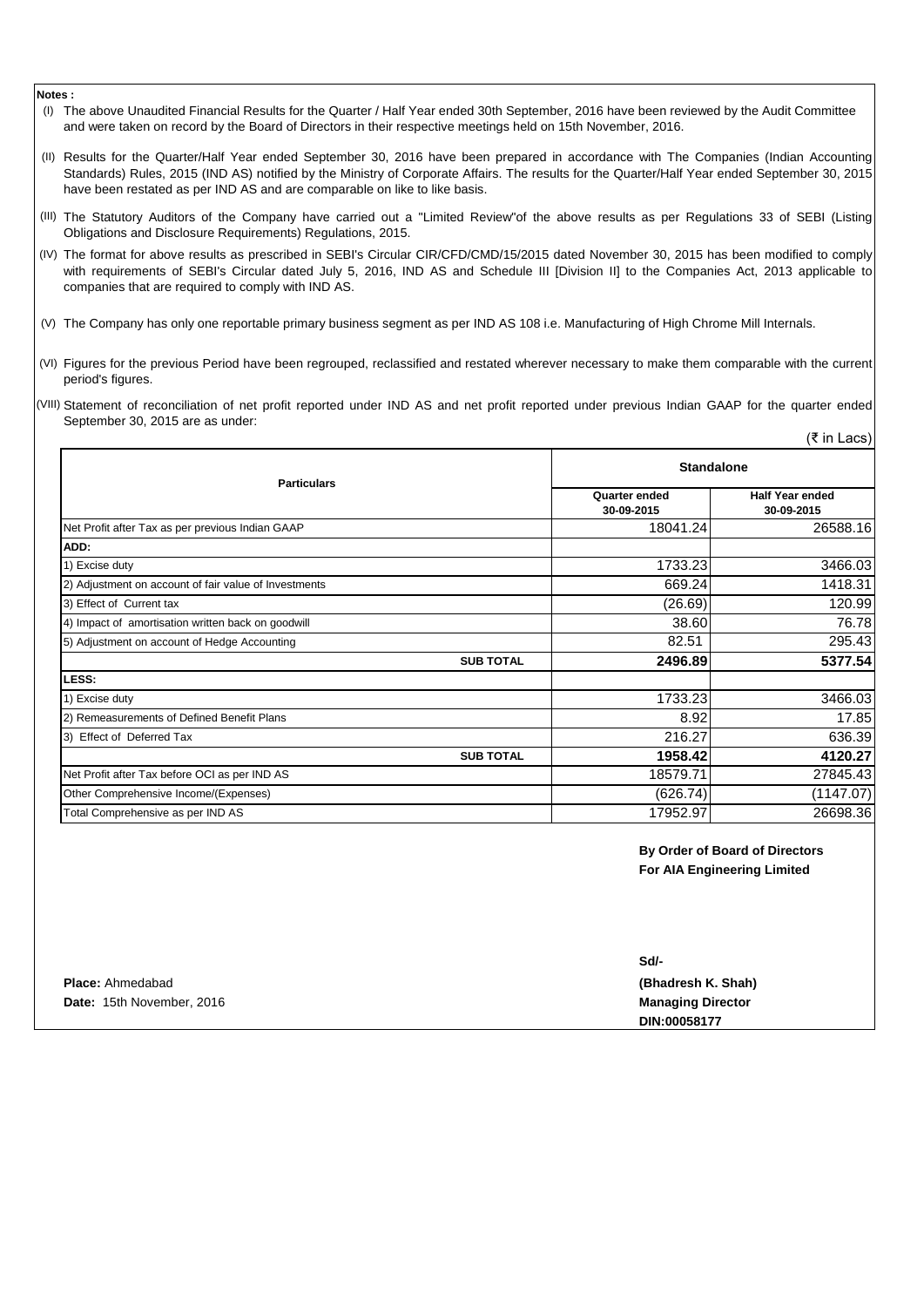**Notes :**

(I) The above Unaudited Financial Results for the Quarter / Half Year ended 30th September, 2016 have been reviewed by the Audit Committee and were taken on record by the Board of Directors in their respective meetings held on 15th November, 2016.

(II) Results for the Quarter/Half Year ended September 30, 2016 have been prepared in accordance with The Companies (Indian Accounting Standards) Rules, 2015 (IND AS) notified by the Ministry of Corporate Affairs. The results for the Quarter/Half Year ended September 30, 2015 have been restated as per IND AS and are comparable on like to like basis.

(III) The Statutory Auditors of the Company have carried out a "Limited Review"of the above results as per Regulations 33 of SEBI (Listing Obligations and Disclosure Requirements) Regulations, 2015.

(IV) The format for above results as prescribed in SEBI's Circular CIR/CFD/CMD/15/2015 dated November 30, 2015 has been modified to comply with requirements of SEBI's Circular dated July 5, 2016, IND AS and Schedule III [Division II] to the Companies Act, 2013 applicable to companies that are required to comply with IND AS.

(V) The Company has only one reportable primary business segment as per IND AS 108 i.e. Manufacturing of High Chrome Mill Internals.

(VI) Figures for the previous Period have been regrouped, reclassified and restated wherever necessary to make them comparable with the current period's figures.

(VIII) Statement of reconciliation of net profit reported under IND AS and net profit reported under previous Indian GAAP for the quarter ended September 30, 2015 are as under:

(₹ in Lacs)

| Particulars | Standalone | |
|---|---|---|
| | **Quarter ended 30-09-2015** | **Half Year ended 30-09-2015** |
| Net Profit after Tax as per previous Indian GAAP | 18041.24 | 26588.16 |
| **ADD:** | | |
| 1) Excise duty | 1733.23 | 3466.03 |
| 2) Adjustment on account of fair value of Investments | 669.24 | 1418.31 |
| 3) Effect of Current tax | (26.69) | 120.99 |
| 4) Impact of amortisation written back on goodwill | 38.60 | 76.78 |
| 5) Adjustment on account of Hedge Accounting | 82.51 | 295.43 |
| **SUB TOTAL** | **2496.89** | **5377.54** |
| **LESS:** | | |
| 1) Excise duty | 1733.23 | 3466.03 |
| 2) Remeasurements of Defined Benefit Plans | 8.92 | 17.85 |
| 3) Effect of Deferred Tax | 216.27 | 636.39 |
| **SUB TOTAL** | **1958.42** | **4120.27** |
| Net Profit after Tax before OCI as per IND AS | 18579.71 | 27845.43 |
| Other Comprehensive Income/(Expenses) | (626.74) | (1147.07) |
| Total Comprehensive as per IND AS | 17952.97 | 26698.36 |

**By Order of Board of Directors**
**For AIA Engineering Limited**

**Sd/-**
**(Bhadresh K. Shah)**
**Managing Director**
**DIN:00058177**

**Place:** Ahmedabad
**Date:** 15th November, 2016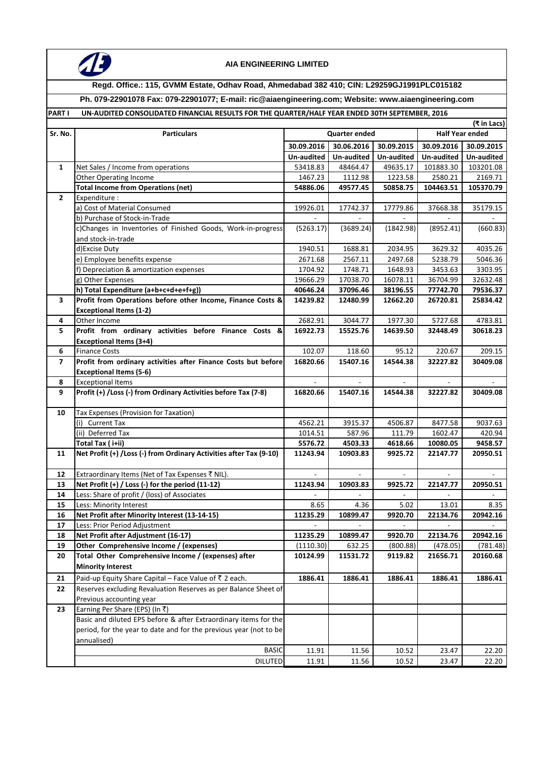## AIA ENGINEERING LIMITED

**Regd. Office.: 115, GVMM Estate, Odhav Road, Ahmedabad 382 410; CIN: L29259GJ1991PLC015182**

**Ph. 079-22901078 Fax: 079-22901077; E-mail: ric@aiaengineering.com; Website: www.aiaengineering.com**

**PART I UN-AUDITED CONSOLIDATED FINANCIAL RESULTS FOR THE QUARTER/HALF YEAR ENDED 30TH SEPTEMBER, 2016**

(₹ in Lacs)

| Sr. No. | Particulars | Quarter ended | | | Half Year ended | |
|---|---|---|---|---|---|---|
| | | 30.09.2016 | 30.06.2016 | 30.09.2015 | 30.09.2016 | 30.09.2015 |
| | | Un-audited | Un-audited | Un-audited | Un-audited | Un-audited |
| 1 | Net Sales / Income from operations | 53418.83 | 48464.47 | 49635.17 | 101883.30 | 103201.08 |
| | Other Operating Income | 1467.23 | 1112.98 | 1223.58 | 2580.21 | 2169.71 |
| | **Total Income from Operations (net)** | **54886.06** | **49577.45** | **50858.75** | **104463.51** | **105370.79** |
| 2 | Expenditure : | | | | | |
| | a) Cost of Material Consumed | 19926.01 | 17742.37 | 17779.86 | 37668.38 | 35179.15 |
| | b) Purchase of Stock-in-Trade | - | - | - | - | - |
| | c)Changes in Inventories of Finished Goods, Work-in-progress and stock-in-trade | (5263.17) | (3689.24) | (1842.98) | (8952.41) | (660.83) |
| | d)Excise Duty | 1940.51 | 1688.81 | 2034.95 | 3629.32 | 4035.26 |
| | e) Employee benefits expense | 2671.68 | 2567.11 | 2497.68 | 5238.79 | 5046.36 |
| | f) Depreciation & amortization expenses | 1704.92 | 1748.71 | 1648.93 | 3453.63 | 3303.95 |
| | g) Other Expenses | 19666.29 | 17038.70 | 16078.11 | 36704.99 | 32632.48 |
| | **h) Total Expenditure (a+b+c+d+e+f+g))** | **40646.24** | **37096.46** | **38196.55** | **77742.70** | **79536.37** |
| 3 | **Profit from Operations before other Income, Finance Costs & Exceptional Items (1-2)** | **14239.82** | **12480.99** | **12662.20** | **26720.81** | **25834.42** |
| 4 | Other Income | 2682.91 | 3044.77 | 1977.30 | 5727.68 | 4783.81 |
| 5 | **Profit from ordinary activities before Finance Costs & Exceptional Items (3+4)** | **16922.73** | **15525.76** | **14639.50** | **32448.49** | **30618.23** |
| 6 | Finance Costs | 102.07 | 118.60 | 95.12 | 220.67 | 209.15 |
| 7 | **Profit from ordinary activities after Finance Costs but before Exceptional Items (5-6)** | **16820.66** | **15407.16** | **14544.38** | **32227.82** | **30409.08** |
| 8 | Exceptional Items | - | - | - | - | - |
| 9 | **Profit (+) /Loss (-) from Ordinary Activities before Tax (7-8)** | **16820.66** | **15407.16** | **14544.38** | **32227.82** | **30409.08** |
| 10 | Tax Expenses (Provision for Taxation) | | | | | |
| | (i) Current Tax | 4562.21 | 3915.37 | 4506.87 | 8477.58 | 9037.63 |
| | (ii) Deferred Tax | 1014.51 | 587.96 | 111.79 | 1602.47 | 420.94 |
| | **Total Tax ( i+ii)** | **5576.72** | **4503.33** | **4618.66** | **10080.05** | **9458.57** |
| 11 | **Net Profit (+) /Loss (-) from Ordinary Activities after Tax (9-10)** | **11243.94** | **10903.83** | **9925.72** | **22147.77** | **20950.51** |
| 12 | Extraordinary Items (Net of Tax Expenses ₹ NIL). | - | - | - | - | - |
| 13 | **Net Profit (+) / Loss (-) for the period (11-12)** | **11243.94** | **10903.83** | **9925.72** | **22147.77** | **20950.51** |
| 14 | Less: Share of profit / (loss) of Associates | - | - | - | - | - |
| 15 | Less: Minority Interest | 8.65 | 4.36 | 5.02 | 13.01 | 8.35 |
| 16 | **Net Profit after Minority Interest (13-14-15)** | **11235.29** | **10899.47** | **9920.70** | **22134.76** | **20942.16** |
| 17 | Less: Prior Period Adjustment | - | - | - | - | - |
| 18 | **Net Profit after Adjustment (16-17)** | **11235.29** | **10899.47** | **9920.70** | **22134.76** | **20942.16** |
| 19 | **Other Comprehensive Income / (expenses)** | (1110.30) | 632.25 | (800.88) | (478.05) | (781.48) |
| 20 | **Total Other Comprehensive Income / (expenses) after Minority Interest** | **10124.99** | **11531.72** | **9119.82** | **21656.71** | **20160.68** |
| 21 | Paid-up Equity Share Capital – Face Value of ₹ 2 each. | **1886.41** | **1886.41** | **1886.41** | **1886.41** | **1886.41** |
| 22 | Reserves excluding Revaluation Reserves as per Balance Sheet of Previous accounting year | | | | | |
| 23 | Earning Per Share (EPS) (In ₹) | | | | | |
| | Basic and diluted EPS before & after Extraordinary items for the period, for the year to date and for the previous year (not to be annualised) | | | | | |
| | BASIC | 11.91 | 11.56 | 10.52 | 23.47 | 22.20 |
| | DILUTED | 11.91 | 11.56 | 10.52 | 23.47 | 22.20 |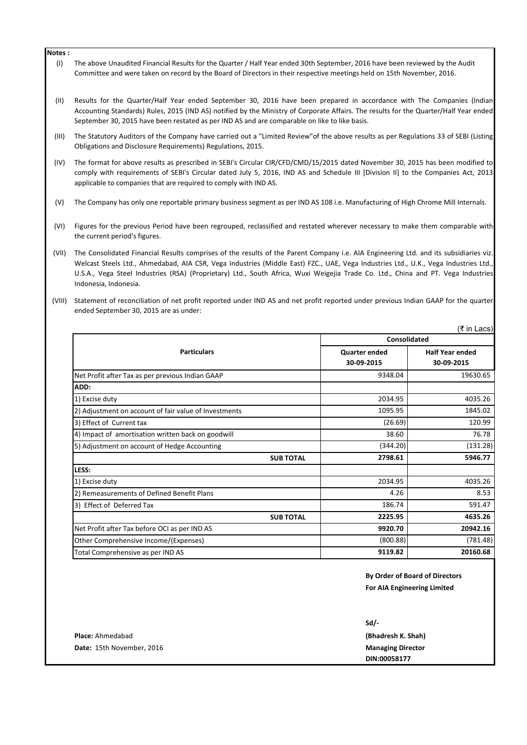**Notes :**

(I) The above Unaudited Financial Results for the Quarter / Half Year ended 30th September, 2016 have been reviewed by the Audit Committee and were taken on record by the Board of Directors in their respective meetings held on 15th November, 2016.

(II) Results for the Quarter/Half Year ended September 30, 2016 have been prepared in accordance with The Companies (Indian Accounting Standards) Rules, 2015 (IND AS) notified by the Ministry of Corporate Affairs. The results for the Quarter/Half Year ended September 30, 2015 have been restated as per IND AS and are comparable on like to like basis.

(III) The Statutory Auditors of the Company have carried out a "Limited Review"of the above results as per Regulations 33 of SEBI (Listing Obligations and Disclosure Requirements) Regulations, 2015.

(IV) The format for above results as prescribed in SEBI's Circular CIR/CFD/CMD/15/2015 dated November 30, 2015 has been modified to comply with requirements of SEBI's Circular dated July 5, 2016, IND AS and Schedule III [Division II] to the Companies Act, 2013 applicable to companies that are required to comply with IND AS.

(V) The Company has only one reportable primary business segment as per IND AS 108 i.e. Manufacturing of High Chrome Mill Internals.

(VI) Figures for the previous Period have been regrouped, reclassified and restated wherever necessary to make them comparable with the current period's figures.

(VII) The Consolidated Financial Results comprises of the results of the Parent Company i.e. AIA Engineering Ltd. and its subsidiaries viz. Welcast Steels Ltd., Ahmedabad, AIA CSR, Vega Industries (Middle East) FZC., UAE, Vega Industries Ltd., U.K., Vega Industries Ltd., U.S.A., Vega Steel Industries (RSA) (Proprietary) Ltd., South Africa, Wuxi Weigejia Trade Co. Ltd., China and PT. Vega Industries Indonesia, Indonesia.

(VIII) Statement of reconciliation of net profit reported under IND AS and net profit reported under previous Indian GAAP for the quarter ended September 30, 2015 are as under:

(₹ in Lacs)

| Particulars | Consolidated | |
|---|---|---|
| | Quarter ended 30-09-2015 | Half Year ended 30-09-2015 |
| Net Profit after Tax as per previous Indian GAAP | 9348.04 | 19630.65 |
| **ADD:** | | |
| 1) Excise duty | 2034.95 | 4035.26 |
| 2) Adjustment on account of fair value of Investments | 1095.95 | 1845.02 |
| 3) Effect of Current tax | (26.69) | 120.99 |
| 4) Impact of amortisation written back on goodwill | 38.60 | 76.78 |
| 5) Adjustment on account of Hedge Accounting | (344.20) | (131.28) |
| **SUB TOTAL** | **2798.61** | **5946.77** |
| **LESS:** | | |
| 1) Excise duty | 2034.95 | 4035.26 |
| 2) Remeasurements of Defined Benefit Plans | 4.26 | 8.53 |
| 3) Effect of Deferred Tax | 186.74 | 591.47 |
| **SUB TOTAL** | **2225.95** | **4635.26** |
| Net Profit after Tax before OCI as per IND AS | **9920.70** | **20942.16** |
| Other Comprehensive Income/(Expenses) | (800.88) | (781.48) |
| Total Comprehensive as per IND AS | **9119.82** | **20160.68** |

**By Order of Board of Directors**
**For AIA Engineering Limited**

**Sd/-**

**Place:** Ahmedabad
**Date:** 15th November, 2016

**(Bhadresh K. Shah)**
**Managing Director**
**DIN:00058177**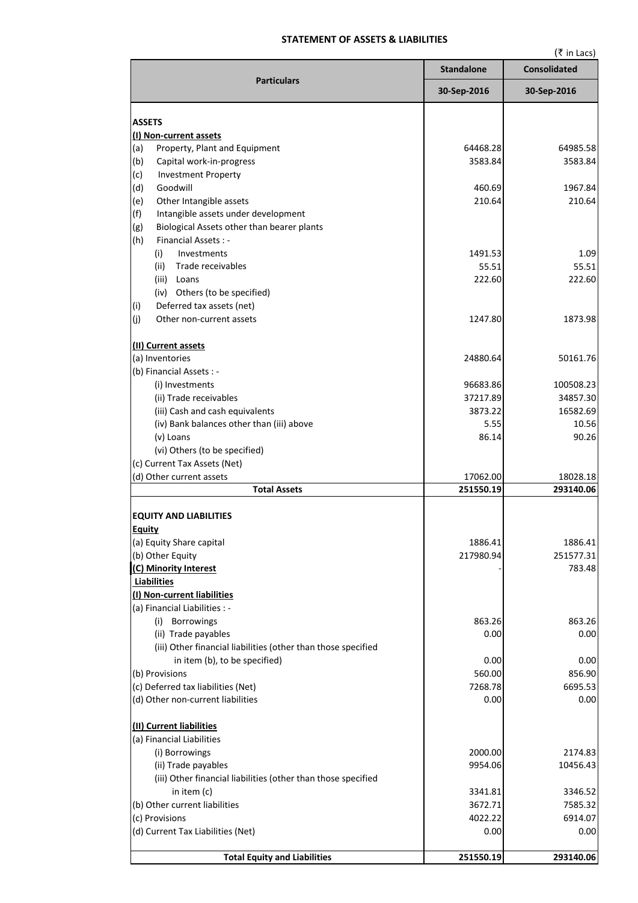## STATEMENT OF ASSETS & LIABILITIES

(₹ in Lacs)

| Particulars | Standalone | Consolidated |
|---|---|---|
| | 30-Sep-2016 | 30-Sep-2016 |
| **ASSETS** | | |
| **(I) Non-current assets** | | |
| (a) Property, Plant and Equipment | 64468.28 | 64985.58 |
| (b) Capital work-in-progress | 3583.84 | 3583.84 |
| (c) Investment Property | | |
| (d) Goodwill | 460.69 | 1967.84 |
| (e) Other Intangible assets | 210.64 | 210.64 |
| (f) Intangible assets under development | | |
| (g) Biological Assets other than bearer plants | | |
| (h) Financial Assets : - | | |
| (i) Investments | 1491.53 | 1.09 |
| (ii) Trade receivables | 55.51 | 55.51 |
| (iii) Loans | 222.60 | 222.60 |
| (iv) Others (to be specified) | | |
| (i) Deferred tax assets (net) | | |
| (j) Other non-current assets | 1247.80 | 1873.98 |
| **(II) Current assets** | | |
| (a) Inventories | 24880.64 | 50161.76 |
| (b) Financial Assets : - | | |
| (i) Investments | 96683.86 | 100508.23 |
| (ii) Trade receivables | 37217.89 | 34857.30 |
| (iii) Cash and cash equivalents | 3873.22 | 16582.69 |
| (iv) Bank balances other than (iii) above | 5.55 | 10.56 |
| (v) Loans | 86.14 | 90.26 |
| (vi) Others (to be specified) | | |
| (c) Current Tax Assets (Net) | | |
| (d) Other current assets | 17062.00 | 18028.18 |
| **Total Assets** | **251550.19** | **293140.06** |
| **EQUITY AND LIABILITIES** | | |
| **Equity** | | |
| (a) Equity Share capital | 1886.41 | 1886.41 |
| (b) Other Equity | 217980.94 | 251577.31 |
| **(C) Minority Interest** | - | 783.48 |
| **Liabilities** | | |
| **(I) Non-current liabilities** | | |
| (a) Financial Liabilities : - | | |
| (i) Borrowings | 863.26 | 863.26 |
| (ii) Trade payables | 0.00 | 0.00 |
| (iii) Other financial liabilities (other than those specified in item (b), to be specified) | 0.00 | 0.00 |
| (b) Provisions | 560.00 | 856.90 |
| (c) Deferred tax liabilities (Net) | 7268.78 | 6695.53 |
| (d) Other non-current liabilities | 0.00 | 0.00 |
| **(II) Current liabilities** | | |
| (a) Financial Liabilities | | |
| (i) Borrowings | 2000.00 | 2174.83 |
| (ii) Trade payables | 9954.06 | 10456.43 |
| (iii) Other financial liabilities (other than those specified in item (c) | 3341.81 | 3346.52 |
| (b) Other current liabilities | 3672.71 | 7585.32 |
| (c) Provisions | 4022.22 | 6914.07 |
| (d) Current Tax Liabilities (Net) | 0.00 | 0.00 |
| **Total Equity and Liabilities** | **251550.19** | **293140.06** |